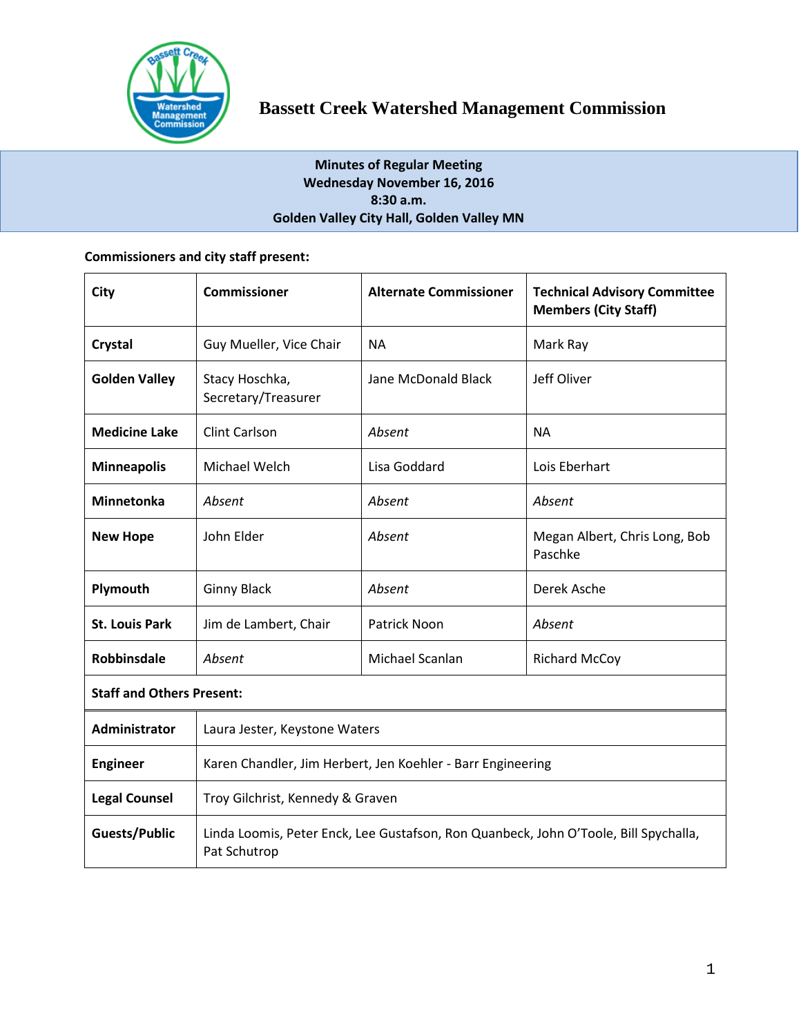# Bassett Creek Watershed Management Commission

**Minutes of Regular Meeting**
**Wednesday November 16, 2016**
**8:30 a.m.**
**Golden Valley City Hall, Golden Valley MN**

**Commissioners and city staff present:**

| City | Commissioner | Alternate Commissioner | Technical Advisory Committee Members (City Staff) |
|---|---|---|---|
| **Crystal** | Guy Mueller, Vice Chair | NA | Mark Ray |
| **Golden Valley** | Stacy Hoschka, Secretary/Treasurer | Jane McDonald Black | Jeff Oliver |
| **Medicine Lake** | Clint Carlson | *Absent* | NA |
| **Minneapolis** | Michael Welch | Lisa Goddard | Lois Eberhart |
| **Minnetonka** | *Absent* | *Absent* | *Absent* |
| **New Hope** | John Elder | *Absent* | Megan Albert, Chris Long, Bob Paschke |
| **Plymouth** | Ginny Black | *Absent* | Derek Asche |
| **St. Louis Park** | Jim de Lambert, Chair | Patrick Noon | *Absent* |
| **Robbinsdale** | *Absent* | Michael Scanlan | Richard McCoy |
| **Staff and Others Present:** | | | |
| **Administrator** | Laura Jester, Keystone Waters | | |
| **Engineer** | Karen Chandler, Jim Herbert, Jen Koehler - Barr Engineering | | |
| **Legal Counsel** | Troy Gilchrist, Kennedy & Graven | | |
| **Guests/Public** | Linda Loomis, Peter Enck, Lee Gustafson, Ron Quanbeck, John O'Toole, Bill Spychalla, Pat Schutrop | | |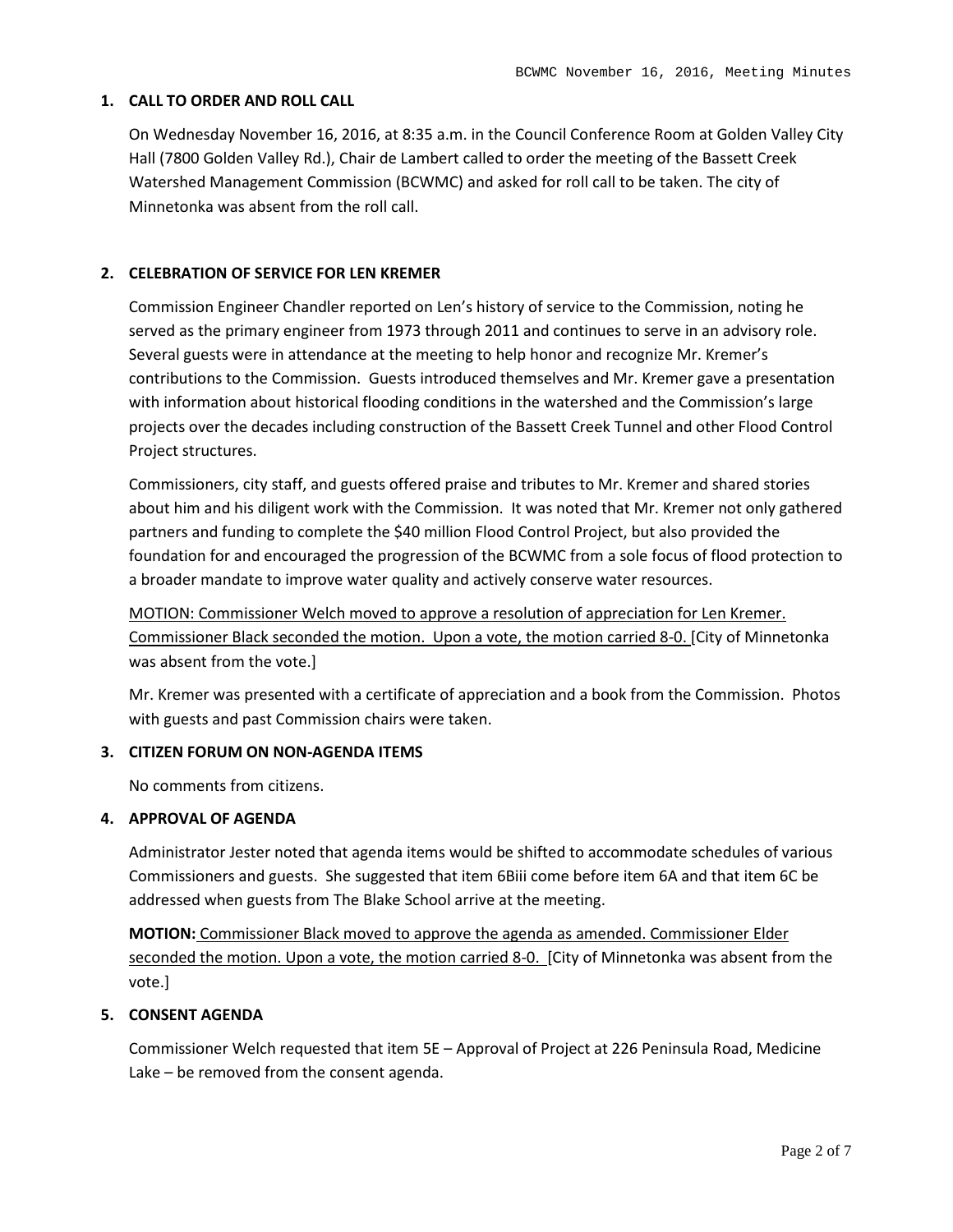### 1. CALL TO ORDER AND ROLL CALL

On Wednesday November 16, 2016, at 8:35 a.m. in the Council Conference Room at Golden Valley City Hall (7800 Golden Valley Rd.), Chair de Lambert called to order the meeting of the Bassett Creek Watershed Management Commission (BCWMC) and asked for roll call to be taken. The city of Minnetonka was absent from the roll call.

### 2. CELEBRATION OF SERVICE FOR LEN KREMER

Commission Engineer Chandler reported on Len's history of service to the Commission, noting he served as the primary engineer from 1973 through 2011 and continues to serve in an advisory role. Several guests were in attendance at the meeting to help honor and recognize Mr. Kremer's contributions to the Commission. Guests introduced themselves and Mr. Kremer gave a presentation with information about historical flooding conditions in the watershed and the Commission's large projects over the decades including construction of the Bassett Creek Tunnel and other Flood Control Project structures.

Commissioners, city staff, and guests offered praise and tributes to Mr. Kremer and shared stories about him and his diligent work with the Commission. It was noted that Mr. Kremer not only gathered partners and funding to complete the $40 million Flood Control Project, but also provided the foundation for and encouraged the progression of the BCWMC from a sole focus of flood protection to a broader mandate to improve water quality and actively conserve water resources.

MOTION: Commissioner Welch moved to approve a resolution of appreciation for Len Kremer. Commissioner Black seconded the motion. Upon a vote, the motion carried 8-0. [City of Minnetonka was absent from the vote.]

Mr. Kremer was presented with a certificate of appreciation and a book from the Commission. Photos with guests and past Commission chairs were taken.

### 3. CITIZEN FORUM ON NON-AGENDA ITEMS

No comments from citizens.

### 4. APPROVAL OF AGENDA

Administrator Jester noted that agenda items would be shifted to accommodate schedules of various Commissioners and guests. She suggested that item 6Biii come before item 6A and that item 6C be addressed when guests from The Blake School arrive at the meeting.

**MOTION:** Commissioner Black moved to approve the agenda as amended. Commissioner Elder seconded the motion. Upon a vote, the motion carried 8-0. [City of Minnetonka was absent from the vote.]

### 5. CONSENT AGENDA

Commissioner Welch requested that item 5E – Approval of Project at 226 Peninsula Road, Medicine Lake – be removed from the consent agenda.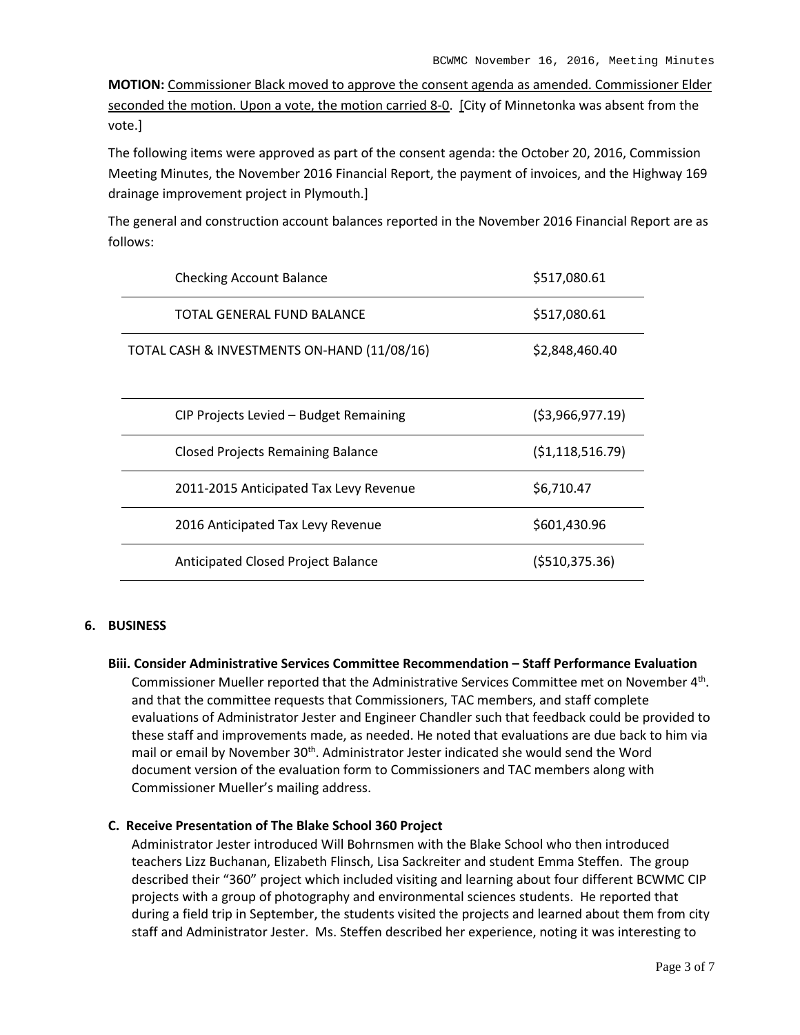**MOTION:** Commissioner Black moved to approve the consent agenda as amended. Commissioner Elder seconded the motion. Upon a vote, the motion carried 8-0. [City of Minnetonka was absent from the vote.]

The following items were approved as part of the consent agenda: the October 20, 2016, Commission Meeting Minutes, the November 2016 Financial Report, the payment of invoices, and the Highway 169 drainage improvement project in Plymouth.]

The general and construction account balances reported in the November 2016 Financial Report are as follows:

| | |
|---|---|
| Checking Account Balance | $517,080.61 |
| TOTAL GENERAL FUND BALANCE | $517,080.61 |
| TOTAL CASH & INVESTMENTS ON-HAND (11/08/16) | $2,848,460.40 |
| CIP Projects Levied – Budget Remaining | ($3,966,977.19) |
| Closed Projects Remaining Balance | ($1,118,516.79) |
| 2011-2015 Anticipated Tax Levy Revenue | $6,710.47 |
| 2016 Anticipated Tax Levy Revenue | $601,430.96 |
| Anticipated Closed Project Balance | ($510,375.36) |

## 6. BUSINESS

### Biii. Consider Administrative Services Committee Recommendation – Staff Performance Evaluation

Commissioner Mueller reported that the Administrative Services Committee met on November 4th. and that the committee requests that Commissioners, TAC members, and staff complete evaluations of Administrator Jester and Engineer Chandler such that feedback could be provided to these staff and improvements made, as needed. He noted that evaluations are due back to him via mail or email by November 30th. Administrator Jester indicated she would send the Word document version of the evaluation form to Commissioners and TAC members along with Commissioner Mueller's mailing address.

### C. Receive Presentation of The Blake School 360 Project

Administrator Jester introduced Will Bohrnsmen with the Blake School who then introduced teachers Lizz Buchanan, Elizabeth Flinsch, Lisa Sackreiter and student Emma Steffen. The group described their "360" project which included visiting and learning about four different BCWMC CIP projects with a group of photography and environmental sciences students. He reported that during a field trip in September, the students visited the projects and learned about them from city staff and Administrator Jester. Ms. Steffen described her experience, noting it was interesting to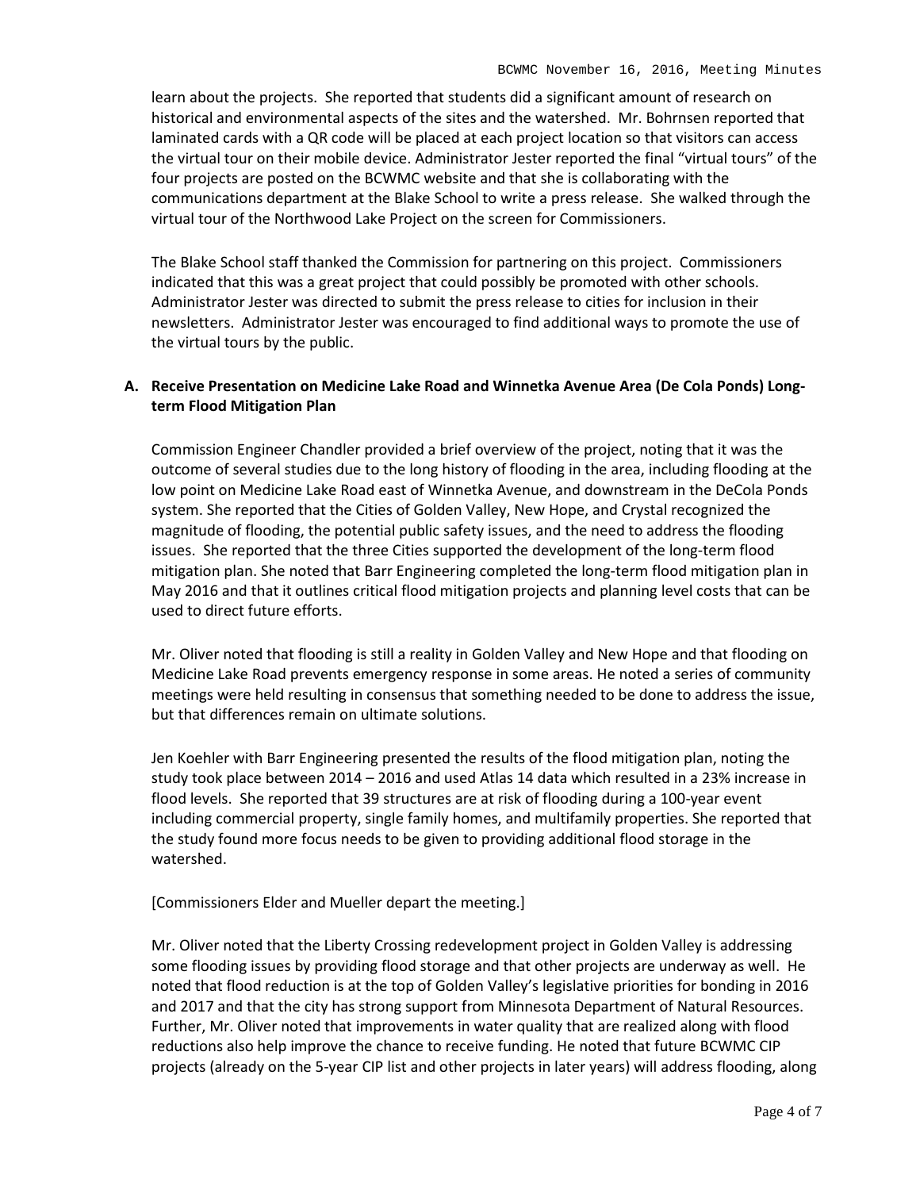learn about the projects. She reported that students did a significant amount of research on historical and environmental aspects of the sites and the watershed. Mr. Bohrnsen reported that laminated cards with a QR code will be placed at each project location so that visitors can access the virtual tour on their mobile device. Administrator Jester reported the final "virtual tours" of the four projects are posted on the BCWMC website and that she is collaborating with the communications department at the Blake School to write a press release. She walked through the virtual tour of the Northwood Lake Project on the screen for Commissioners.

The Blake School staff thanked the Commission for partnering on this project. Commissioners indicated that this was a great project that could possibly be promoted with other schools. Administrator Jester was directed to submit the press release to cities for inclusion in their newsletters. Administrator Jester was encouraged to find additional ways to promote the use of the virtual tours by the public.

**A. Receive Presentation on Medicine Lake Road and Winnetka Avenue Area (De Cola Ponds) Long-term Flood Mitigation Plan**

Commission Engineer Chandler provided a brief overview of the project, noting that it was the outcome of several studies due to the long history of flooding in the area, including flooding at the low point on Medicine Lake Road east of Winnetka Avenue, and downstream in the DeCola Ponds system. She reported that the Cities of Golden Valley, New Hope, and Crystal recognized the magnitude of flooding, the potential public safety issues, and the need to address the flooding issues. She reported that the three Cities supported the development of the long-term flood mitigation plan. She noted that Barr Engineering completed the long-term flood mitigation plan in May 2016 and that it outlines critical flood mitigation projects and planning level costs that can be used to direct future efforts.

Mr. Oliver noted that flooding is still a reality in Golden Valley and New Hope and that flooding on Medicine Lake Road prevents emergency response in some areas. He noted a series of community meetings were held resulting in consensus that something needed to be done to address the issue, but that differences remain on ultimate solutions.

Jen Koehler with Barr Engineering presented the results of the flood mitigation plan, noting the study took place between 2014 – 2016 and used Atlas 14 data which resulted in a 23% increase in flood levels. She reported that 39 structures are at risk of flooding during a 100-year event including commercial property, single family homes, and multifamily properties. She reported that the study found more focus needs to be given to providing additional flood storage in the watershed.

[Commissioners Elder and Mueller depart the meeting.]

Mr. Oliver noted that the Liberty Crossing redevelopment project in Golden Valley is addressing some flooding issues by providing flood storage and that other projects are underway as well. He noted that flood reduction is at the top of Golden Valley's legislative priorities for bonding in 2016 and 2017 and that the city has strong support from Minnesota Department of Natural Resources. Further, Mr. Oliver noted that improvements in water quality that are realized along with flood reductions also help improve the chance to receive funding. He noted that future BCWMC CIP projects (already on the 5-year CIP list and other projects in later years) will address flooding, along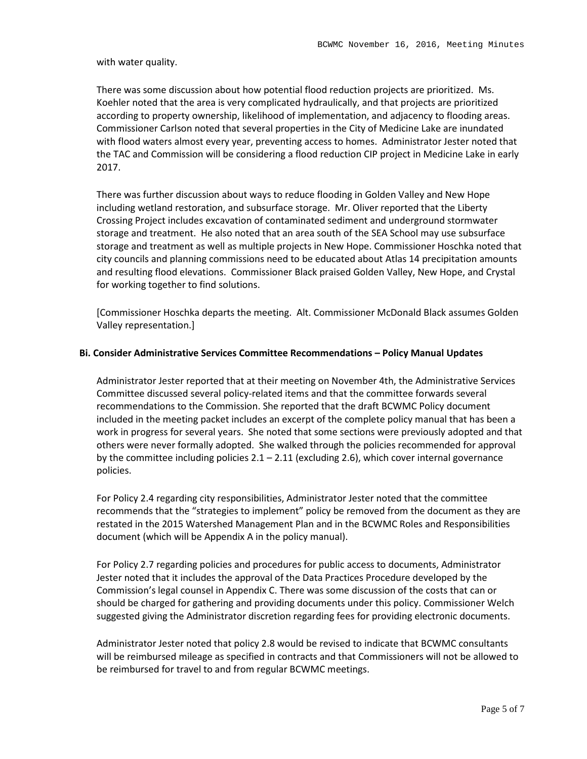with water quality.

There was some discussion about how potential flood reduction projects are prioritized. Ms. Koehler noted that the area is very complicated hydraulically, and that projects are prioritized according to property ownership, likelihood of implementation, and adjacency to flooding areas. Commissioner Carlson noted that several properties in the City of Medicine Lake are inundated with flood waters almost every year, preventing access to homes. Administrator Jester noted that the TAC and Commission will be considering a flood reduction CIP project in Medicine Lake in early 2017.

There was further discussion about ways to reduce flooding in Golden Valley and New Hope including wetland restoration, and subsurface storage. Mr. Oliver reported that the Liberty Crossing Project includes excavation of contaminated sediment and underground stormwater storage and treatment. He also noted that an area south of the SEA School may use subsurface storage and treatment as well as multiple projects in New Hope. Commissioner Hoschka noted that city councils and planning commissions need to be educated about Atlas 14 precipitation amounts and resulting flood elevations. Commissioner Black praised Golden Valley, New Hope, and Crystal for working together to find solutions.

[Commissioner Hoschka departs the meeting. Alt. Commissioner McDonald Black assumes Golden Valley representation.]

**Bi. Consider Administrative Services Committee Recommendations – Policy Manual Updates**

Administrator Jester reported that at their meeting on November 4th, the Administrative Services Committee discussed several policy-related items and that the committee forwards several recommendations to the Commission. She reported that the draft BCWMC Policy document included in the meeting packet includes an excerpt of the complete policy manual that has been a work in progress for several years. She noted that some sections were previously adopted and that others were never formally adopted. She walked through the policies recommended for approval by the committee including policies 2.1 – 2.11 (excluding 2.6), which cover internal governance policies.

For Policy 2.4 regarding city responsibilities, Administrator Jester noted that the committee recommends that the "strategies to implement" policy be removed from the document as they are restated in the 2015 Watershed Management Plan and in the BCWMC Roles and Responsibilities document (which will be Appendix A in the policy manual).

For Policy 2.7 regarding policies and procedures for public access to documents, Administrator Jester noted that it includes the approval of the Data Practices Procedure developed by the Commission's legal counsel in Appendix C. There was some discussion of the costs that can or should be charged for gathering and providing documents under this policy. Commissioner Welch suggested giving the Administrator discretion regarding fees for providing electronic documents.

Administrator Jester noted that policy 2.8 would be revised to indicate that BCWMC consultants will be reimbursed mileage as specified in contracts and that Commissioners will not be allowed to be reimbursed for travel to and from regular BCWMC meetings.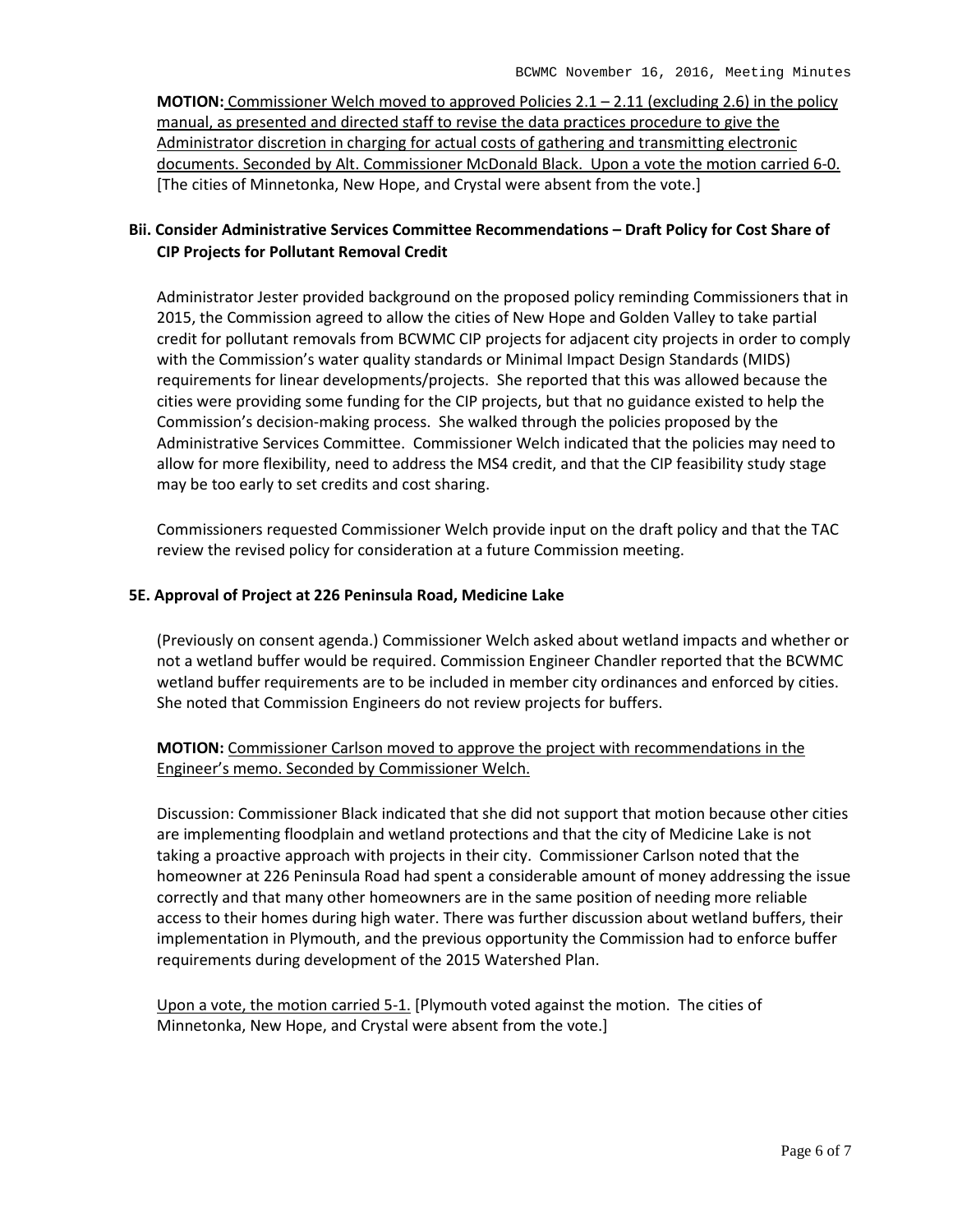**MOTION:** Commissioner Welch moved to approved Policies 2.1 – 2.11 (excluding 2.6) in the policy manual, as presented and directed staff to revise the data practices procedure to give the Administrator discretion in charging for actual costs of gathering and transmitting electronic documents. Seconded by Alt. Commissioner McDonald Black. Upon a vote the motion carried 6-0. [The cities of Minnetonka, New Hope, and Crystal were absent from the vote.]

**Bii. Consider Administrative Services Committee Recommendations – Draft Policy for Cost Share of CIP Projects for Pollutant Removal Credit**

Administrator Jester provided background on the proposed policy reminding Commissioners that in 2015, the Commission agreed to allow the cities of New Hope and Golden Valley to take partial credit for pollutant removals from BCWMC CIP projects for adjacent city projects in order to comply with the Commission's water quality standards or Minimal Impact Design Standards (MIDS) requirements for linear developments/projects. She reported that this was allowed because the cities were providing some funding for the CIP projects, but that no guidance existed to help the Commission's decision-making process. She walked through the policies proposed by the Administrative Services Committee. Commissioner Welch indicated that the policies may need to allow for more flexibility, need to address the MS4 credit, and that the CIP feasibility study stage may be too early to set credits and cost sharing.

Commissioners requested Commissioner Welch provide input on the draft policy and that the TAC review the revised policy for consideration at a future Commission meeting.

**5E. Approval of Project at 226 Peninsula Road, Medicine Lake**

(Previously on consent agenda.) Commissioner Welch asked about wetland impacts and whether or not a wetland buffer would be required. Commission Engineer Chandler reported that the BCWMC wetland buffer requirements are to be included in member city ordinances and enforced by cities. She noted that Commission Engineers do not review projects for buffers.

**MOTION:** Commissioner Carlson moved to approve the project with recommendations in the Engineer's memo. Seconded by Commissioner Welch.

Discussion: Commissioner Black indicated that she did not support that motion because other cities are implementing floodplain and wetland protections and that the city of Medicine Lake is not taking a proactive approach with projects in their city. Commissioner Carlson noted that the homeowner at 226 Peninsula Road had spent a considerable amount of money addressing the issue correctly and that many other homeowners are in the same position of needing more reliable access to their homes during high water. There was further discussion about wetland buffers, their implementation in Plymouth, and the previous opportunity the Commission had to enforce buffer requirements during development of the 2015 Watershed Plan.

Upon a vote, the motion carried 5-1. [Plymouth voted against the motion. The cities of Minnetonka, New Hope, and Crystal were absent from the vote.]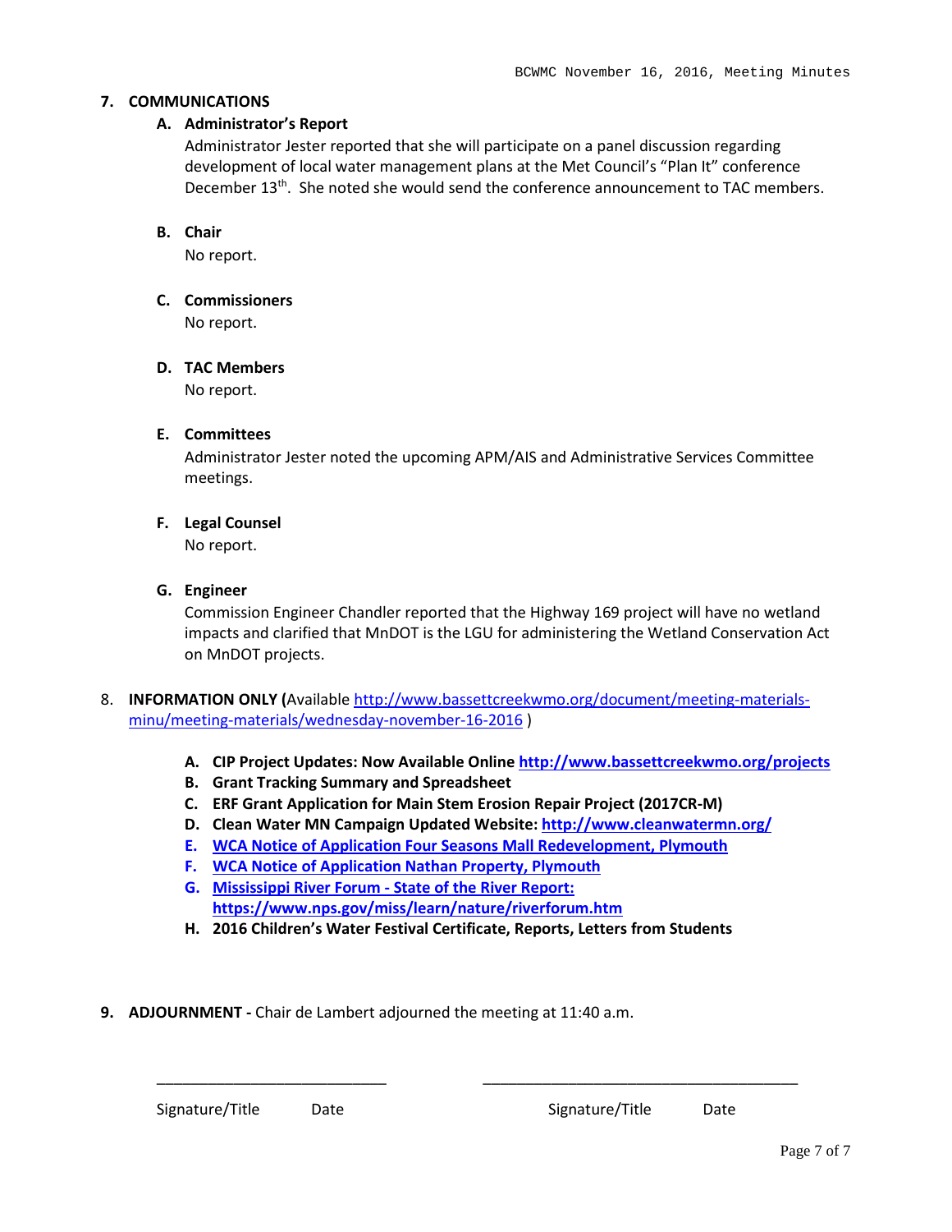## 7. COMMUNICATIONS

### A. Administrator's Report

Administrator Jester reported that she will participate on a panel discussion regarding development of local water management plans at the Met Council's "Plan It" conference December 13th. She noted she would send the conference announcement to TAC members.

### B. Chair

No report.

### C. Commissioners

No report.

### D. TAC Members

No report.

### E. Committees

Administrator Jester noted the upcoming APM/AIS and Administrative Services Committee meetings.

### F. Legal Counsel

No report.

### G. Engineer

Commission Engineer Chandler reported that the Highway 169 project will have no wetland impacts and clarified that MnDOT is the LGU for administering the Wetland Conservation Act on MnDOT projects.

8. **INFORMATION ONLY (**Available [http://www.bassettcreekwmo.org/document/meeting-materials-minu/meeting-materials/wednesday-november-16-2016](http://www.bassettcreekwmo.org/document/meeting-materials-minu/meeting-materials/wednesday-november-16-2016) )

   - **A. CIP Project Updates: Now Available Online [http://www.bassettcreekwmo.org/projects](http://www.bassettcreekwmo.org/projects)**
   - **B. Grant Tracking Summary and Spreadsheet**
   - **C. ERF Grant Application for Main Stem Erosion Repair Project (2017CR-M)**
   - **D. Clean Water MN Campaign Updated Website: [http://www.cleanwatermn.org/](http://www.cleanwatermn.org/)**
   - **E. WCA Notice of Application Four Seasons Mall Redevelopment, Plymouth**
   - **F. WCA Notice of Application Nathan Property, Plymouth**
   - **G. Mississippi River Forum - State of the River Report: [https://www.nps.gov/miss/learn/nature/riverforum.htm](https://www.nps.gov/miss/learn/nature/riverforum.htm)**
   - **H. 2016 Children's Water Festival Certificate, Reports, Letters from Students**

**9. ADJOURNMENT -** Chair de Lambert adjourned the meeting at 11:40 a.m.

\_\_\_\_\_\_\_\_\_\_\_\_\_\_\_\_\_\_\_\_\_\_\_\_\_\_\_\_ \_\_\_\_\_\_\_\_\_\_\_\_\_\_\_\_\_\_\_\_\_\_\_\_\_\_\_\_\_\_\_\_\_\_\_\_\_\_

Signature/Title Date Signature/Title Date